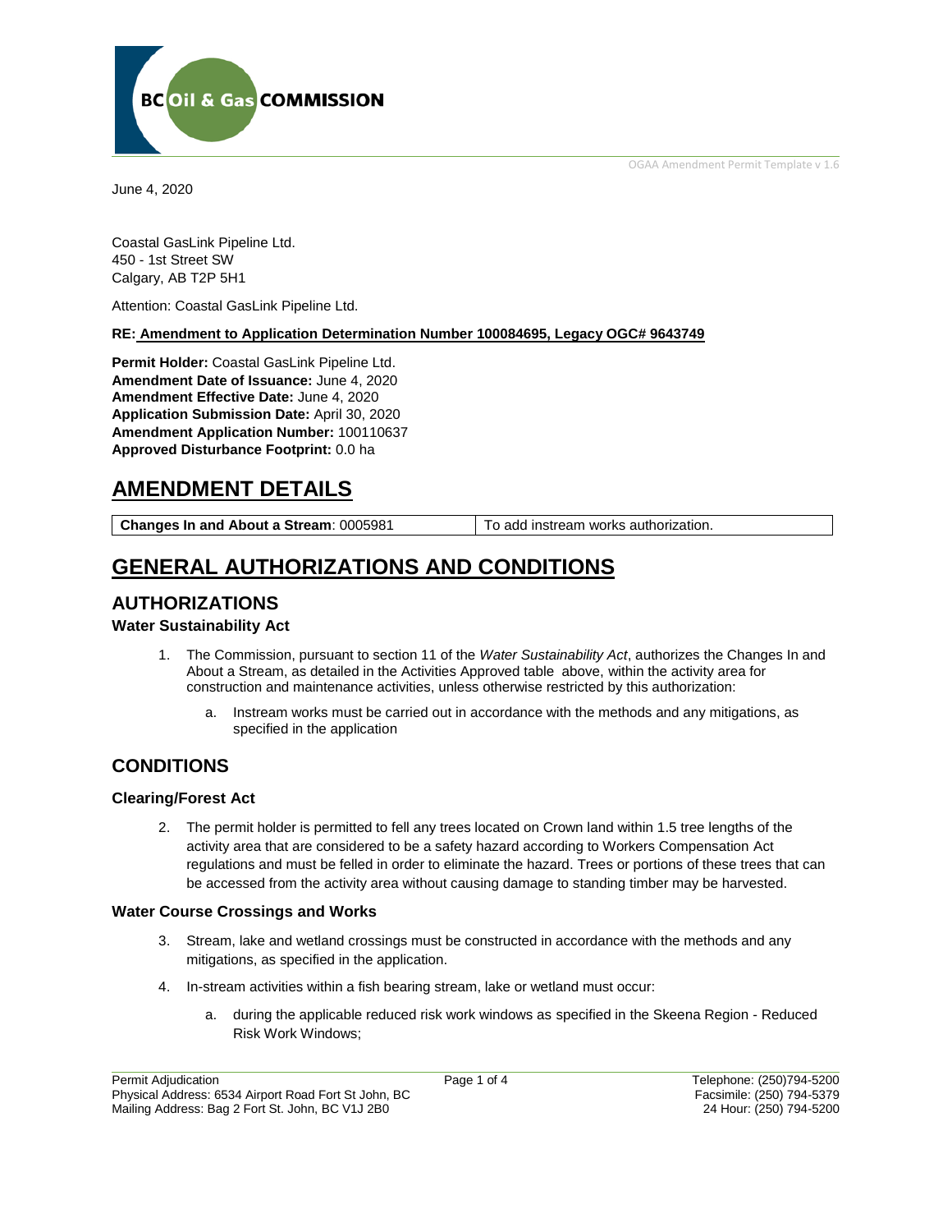BC Oil & Gas COMMISSION

OGAA Amendment Permit Template v 1.6

June 4, 2020

Coastal GasLink Pipeline Ltd.
450 - 1st Street SW
Calgary, AB T2P 5H1

Attention: Coastal GasLink Pipeline Ltd.

**RE: Amendment to Application Determination Number 100084695, Legacy OGC# 9643749**

**Permit Holder:** Coastal GasLink Pipeline Ltd.
**Amendment Date of Issuance:** June 4, 2020
**Amendment Effective Date:** June 4, 2020
**Application Submission Date:** April 30, 2020
**Amendment Application Number:** 100110637
**Approved Disturbance Footprint:** 0.0 ha

# AMENDMENT DETAILS

| **Changes In and About a Stream**: 0005981 | To add instream works authorization. |
|---|---|

# GENERAL AUTHORIZATIONS AND CONDITIONS

## AUTHORIZATIONS

### Water Sustainability Act

1. The Commission, pursuant to section 11 of the *Water Sustainability Act*, authorizes the Changes In and About a Stream, as detailed in the Activities Approved table above, within the activity area for construction and maintenance activities, unless otherwise restricted by this authorization:

   a. Instream works must be carried out in accordance with the methods and any mitigations, as specified in the application

## CONDITIONS

### Clearing/Forest Act

2. The permit holder is permitted to fell any trees located on Crown land within 1.5 tree lengths of the activity area that are considered to be a safety hazard according to Workers Compensation Act regulations and must be felled in order to eliminate the hazard. Trees or portions of these trees that can be accessed from the activity area without causing damage to standing timber may be harvested.

### Water Course Crossings and Works

3. Stream, lake and wetland crossings must be constructed in accordance with the methods and any mitigations, as specified in the application.

4. In-stream activities within a fish bearing stream, lake or wetland must occur:

   a. during the applicable reduced risk work windows as specified in the Skeena Region - Reduced Risk Work Windows;

Permit Adjudication
Physical Address: 6534 Airport Road Fort St John, BC
Mailing Address: Bag 2 Fort St. John, BC V1J 2B0

Telephone: (250)794-5200
Facsimile: (250) 794-5379
24 Hour: (250) 794-5200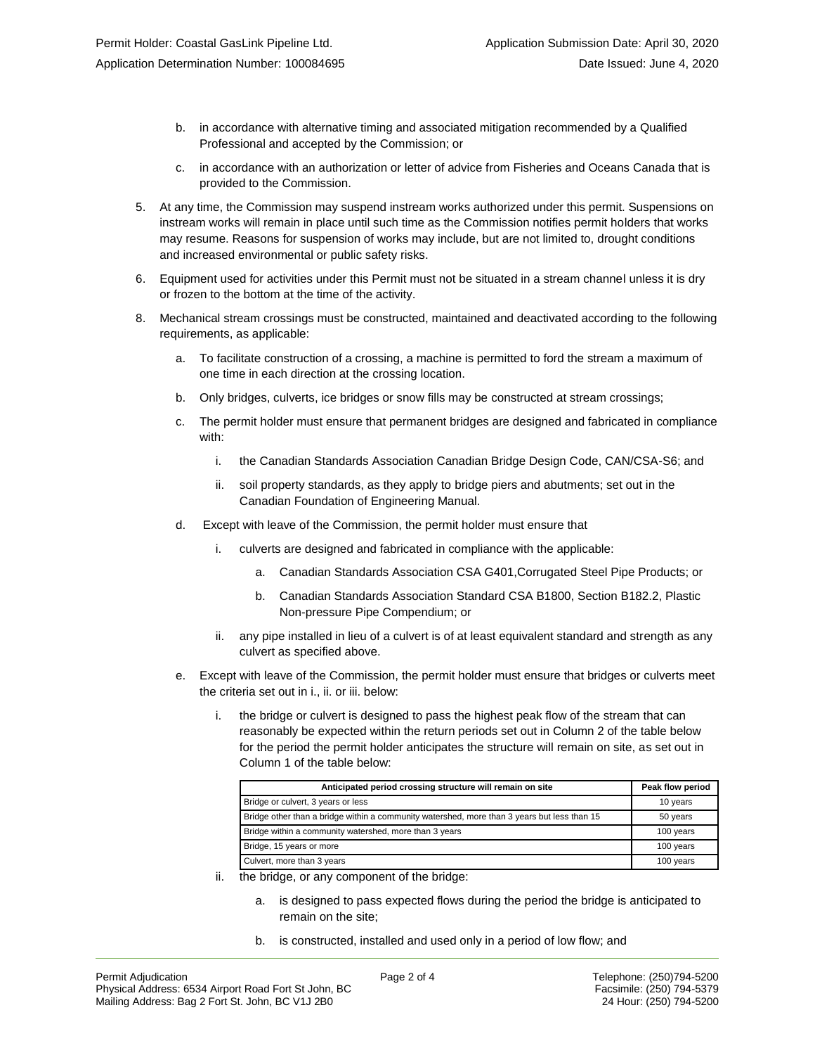b. in accordance with alternative timing and associated mitigation recommended by a Qualified Professional and accepted by the Commission; or

c. in accordance with an authorization or letter of advice from Fisheries and Oceans Canada that is provided to the Commission.

5. At any time, the Commission may suspend instream works authorized under this permit. Suspensions on instream works will remain in place until such time as the Commission notifies permit holders that works may resume. Reasons for suspension of works may include, but are not limited to, drought conditions and increased environmental or public safety risks.

6. Equipment used for activities under this Permit must not be situated in a stream channel unless it is dry or frozen to the bottom at the time of the activity.

8. Mechanical stream crossings must be constructed, maintained and deactivated according to the following requirements, as applicable:

   a. To facilitate construction of a crossing, a machine is permitted to ford the stream a maximum of one time in each direction at the crossing location.

   b. Only bridges, culverts, ice bridges or snow fills may be constructed at stream crossings;

   c. The permit holder must ensure that permanent bridges are designed and fabricated in compliance with:

      i. the Canadian Standards Association Canadian Bridge Design Code, CAN/CSA-S6; and

      ii. soil property standards, as they apply to bridge piers and abutments; set out in the Canadian Foundation of Engineering Manual.

   d. Except with leave of the Commission, the permit holder must ensure that

      i. culverts are designed and fabricated in compliance with the applicable:

         a. Canadian Standards Association CSA G401,Corrugated Steel Pipe Products; or

         b. Canadian Standards Association Standard CSA B1800, Section B182.2, Plastic Non-pressure Pipe Compendium; or

      ii. any pipe installed in lieu of a culvert is of at least equivalent standard and strength as any culvert as specified above.

   e. Except with leave of the Commission, the permit holder must ensure that bridges or culverts meet the criteria set out in i., ii. or iii. below:

      i. the bridge or culvert is designed to pass the highest peak flow of the stream that can reasonably be expected within the return periods set out in Column 2 of the table below for the period the permit holder anticipates the structure will remain on site, as set out in Column 1 of the table below:

| Anticipated period crossing structure will remain on site | Peak flow period |
|---|---|
| Bridge or culvert, 3 years or less | 10 years |
| Bridge other than a bridge within a community watershed, more than 3 years but less than 15 | 50 years |
| Bridge within a community watershed, more than 3 years | 100 years |
| Bridge, 15 years or more | 100 years |
| Culvert, more than 3 years | 100 years |

      ii. the bridge, or any component of the bridge:

         a. is designed to pass expected flows during the period the bridge is anticipated to remain on the site;

         b. is constructed, installed and used only in a period of low flow; and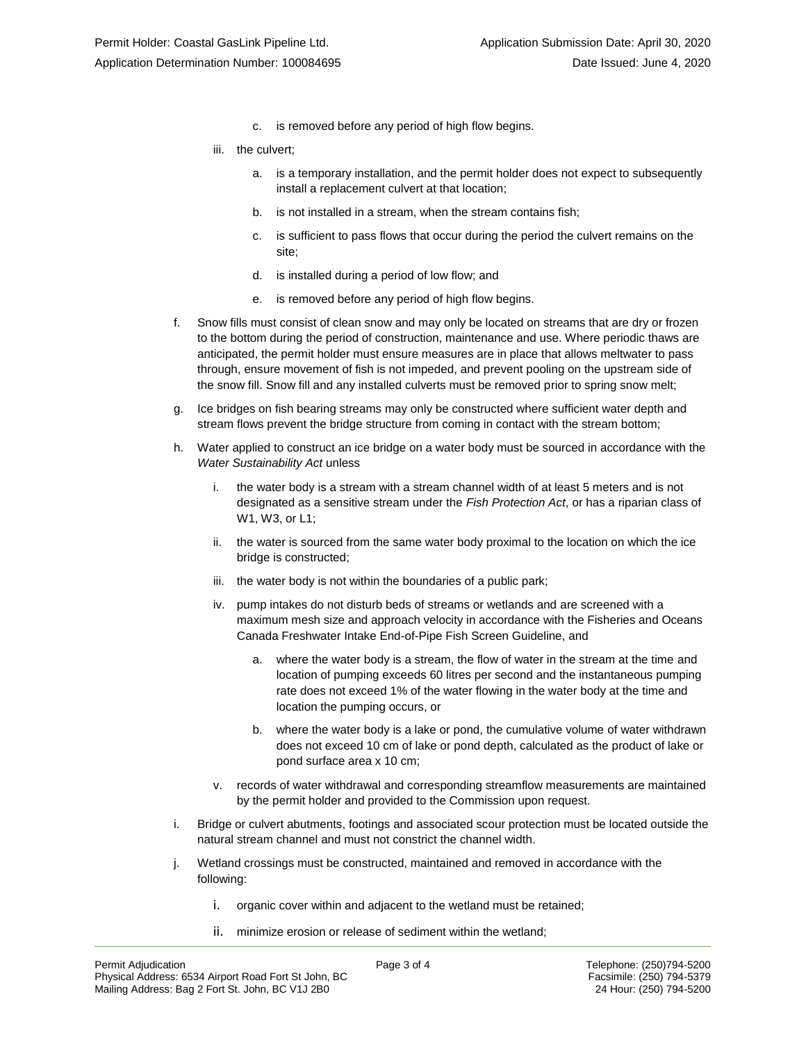- c. is removed before any period of high flow begins.

- iii. the culvert;

  - a. is a temporary installation, and the permit holder does not expect to subsequently install a replacement culvert at that location;
  - b. is not installed in a stream, when the stream contains fish;
  - c. is sufficient to pass flows that occur during the period the culvert remains on the site;
  - d. is installed during a period of low flow; and
  - e. is removed before any period of high flow begins.

f. Snow fills must consist of clean snow and may only be located on streams that are dry or frozen to the bottom during the period of construction, maintenance and use. Where periodic thaws are anticipated, the permit holder must ensure measures are in place that allows meltwater to pass through, ensure movement of fish is not impeded, and prevent pooling on the upstream side of the snow fill. Snow fill and any installed culverts must be removed prior to spring snow melt;

g. Ice bridges on fish bearing streams may only be constructed where sufficient water depth and stream flows prevent the bridge structure from coming in contact with the stream bottom;

h. Water applied to construct an ice bridge on a water body must be sourced in accordance with the *Water Sustainability Act* unless

- i. the water body is a stream with a stream channel width of at least 5 meters and is not designated as a sensitive stream under the *Fish Protection Act*, or has a riparian class of W1, W3, or L1;
- ii. the water is sourced from the same water body proximal to the location on which the ice bridge is constructed;
- iii. the water body is not within the boundaries of a public park;
- iv. pump intakes do not disturb beds of streams or wetlands and are screened with a maximum mesh size and approach velocity in accordance with the Fisheries and Oceans Canada Freshwater Intake End-of-Pipe Fish Screen Guideline, and
  - a. where the water body is a stream, the flow of water in the stream at the time and location of pumping exceeds 60 litres per second and the instantaneous pumping rate does not exceed 1% of the water flowing in the water body at the time and location the pumping occurs, or
  - b. where the water body is a lake or pond, the cumulative volume of water withdrawn does not exceed 10 cm of lake or pond depth, calculated as the product of lake or pond surface area x 10 cm;
- v. records of water withdrawal and corresponding streamflow measurements are maintained by the permit holder and provided to the Commission upon request.

i. Bridge or culvert abutments, footings and associated scour protection must be located outside the natural stream channel and must not constrict the channel width.

j. Wetland crossings must be constructed, maintained and removed in accordance with the following:

- i. organic cover within and adjacent to the wetland must be retained;
- ii. minimize erosion or release of sediment within the wetland;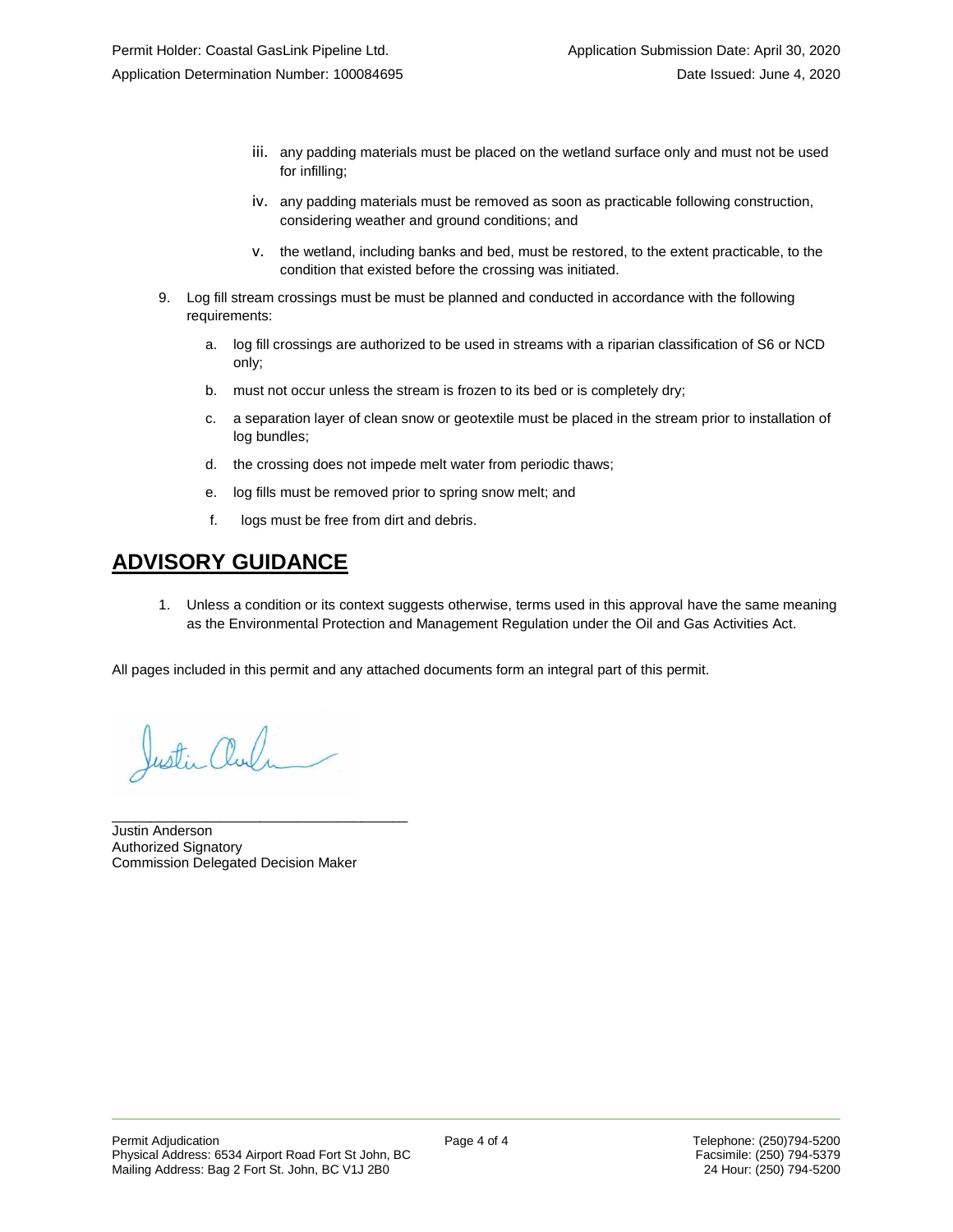iii. any padding materials must be placed on the wetland surface only and must not be used for infilling;

iv. any padding materials must be removed as soon as practicable following construction, considering weather and ground conditions; and

v. the wetland, including banks and bed, must be restored, to the extent practicable, to the condition that existed before the crossing was initiated.

9. Log fill stream crossings must be must be planned and conducted in accordance with the following requirements:

   a. log fill crossings are authorized to be used in streams with a riparian classification of S6 or NCD only;

   b. must not occur unless the stream is frozen to its bed or is completely dry;

   c. a separation layer of clean snow or geotextile must be placed in the stream prior to installation of log bundles;

   d. the crossing does not impede melt water from periodic thaws;

   e. log fills must be removed prior to spring snow melt; and

   f. logs must be free from dirt and debris.

## ADVISORY GUIDANCE

1. Unless a condition or its context suggests otherwise, terms used in this approval have the same meaning as the Environmental Protection and Management Regulation under the Oil and Gas Activities Act.

All pages included in this permit and any attached documents form an integral part of this permit.

Justin Anderson
Authorized Signatory
Commission Delegated Decision Maker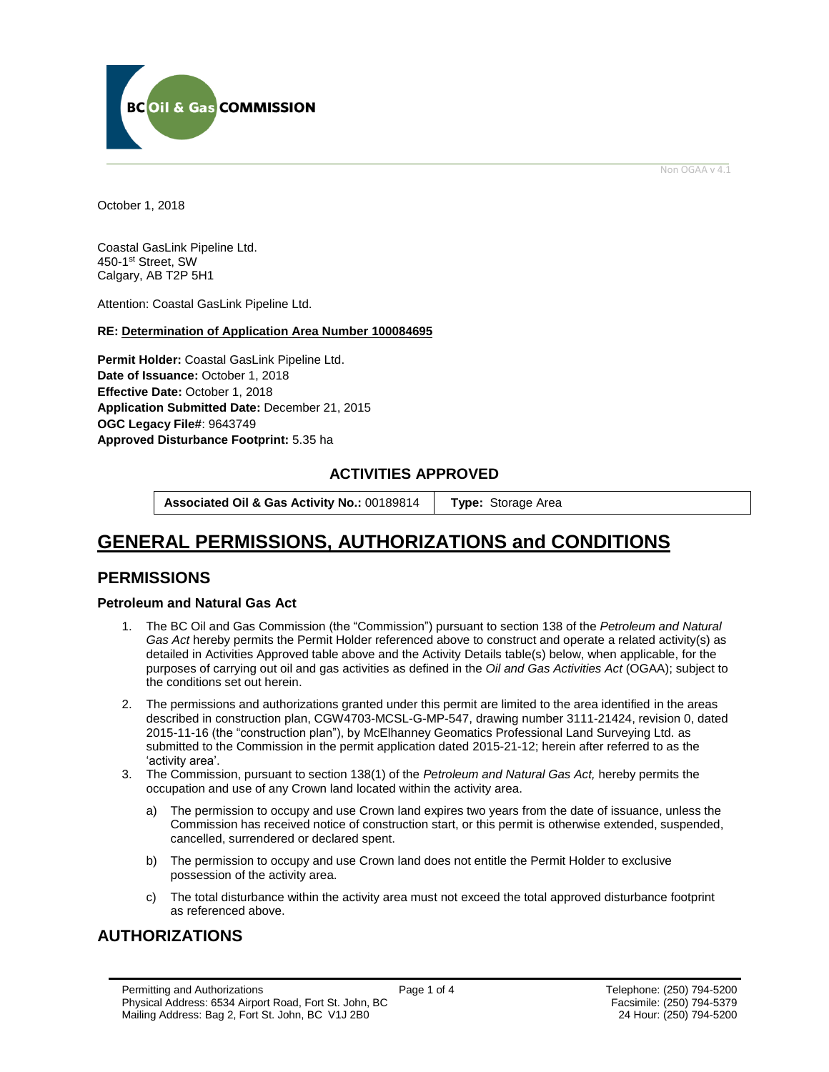October 1, 2018

Coastal GasLink Pipeline Ltd.
450-1st Street, SW
Calgary, AB T2P 5H1

Attention: Coastal GasLink Pipeline Ltd.

**RE: Determination of Application Area Number 100084695**

**Permit Holder:** Coastal GasLink Pipeline Ltd.
**Date of Issuance:** October 1, 2018
**Effective Date:** October 1, 2018
**Application Submitted Date:** December 21, 2015
**OGC Legacy File#**: 9643749
**Approved Disturbance Footprint:** 5.35 ha

## ACTIVITIES APPROVED

| **Associated Oil & Gas Activity No.:** 00189814 | **Type:** Storage Area |
|---|---|

# GENERAL PERMISSIONS, AUTHORIZATIONS and CONDITIONS

## PERMISSIONS

### Petroleum and Natural Gas Act

1. The BC Oil and Gas Commission (the "Commission") pursuant to section 138 of the *Petroleum and Natural Gas Act* hereby permits the Permit Holder referenced above to construct and operate a related activity(s) as detailed in Activities Approved table above and the Activity Details table(s) below, when applicable, for the purposes of carrying out oil and gas activities as defined in the *Oil and Gas Activities Act* (OGAA); subject to the conditions set out herein.
2. The permissions and authorizations granted under this permit are limited to the area identified in the areas described in construction plan, CGW4703-MCSL-G-MP-547, drawing number 3111-21424, revision 0, dated 2015-11-16 (the "construction plan"), by McElhanney Geomatics Professional Land Surveying Ltd. as submitted to the Commission in the permit application dated 2015-21-12; herein after referred to as the 'activity area'.
3. The Commission, pursuant to section 138(1) of the *Petroleum and Natural Gas Act,* hereby permits the occupation and use of any Crown land located within the activity area.
   a) The permission to occupy and use Crown land expires two years from the date of issuance, unless the Commission has received notice of construction start, or this permit is otherwise extended, suspended, cancelled, surrendered or declared spent.
   b) The permission to occupy and use Crown land does not entitle the Permit Holder to exclusive possession of the activity area.
   c) The total disturbance within the activity area must not exceed the total approved disturbance footprint as referenced above.

## AUTHORIZATIONS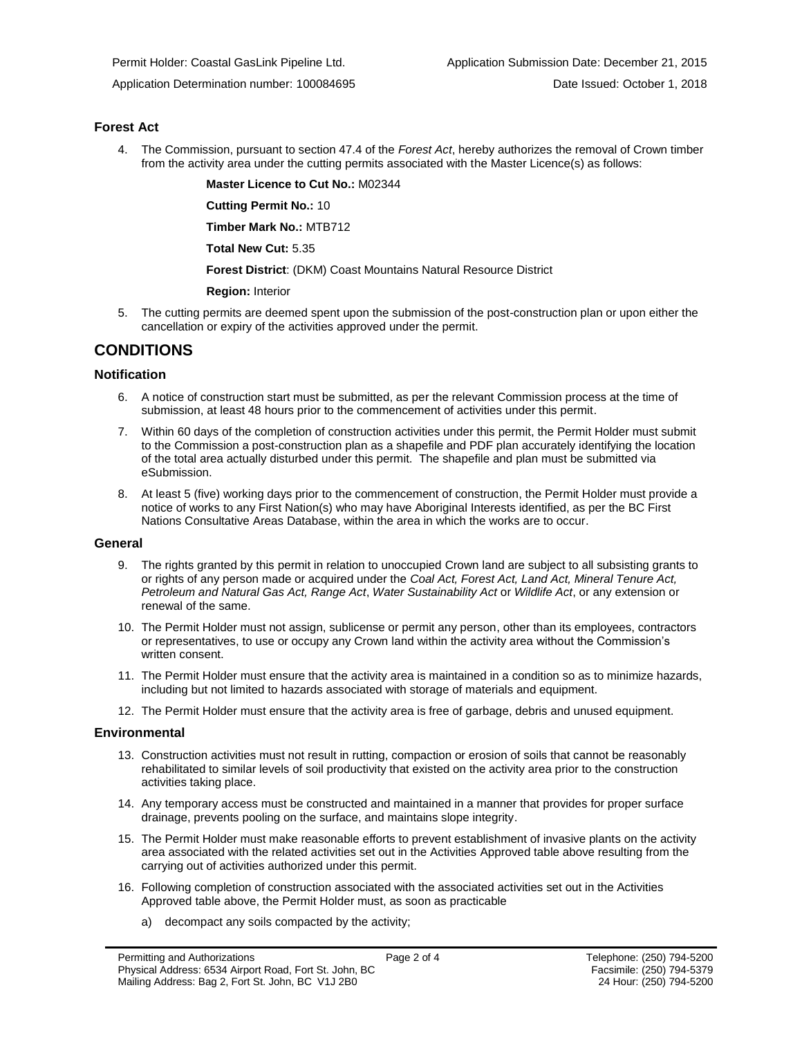## Forest Act

4. The Commission, pursuant to section 47.4 of the *Forest Act*, hereby authorizes the removal of Crown timber from the activity area under the cutting permits associated with the Master Licence(s) as follows:

   **Master Licence to Cut No.:** M02344

   **Cutting Permit No.:** 10

   **Timber Mark No.:** MTB712

   **Total New Cut:** 5.35

   **Forest District**: (DKM) Coast Mountains Natural Resource District

   **Region:** Interior

5. The cutting permits are deemed spent upon the submission of the post-construction plan or upon either the cancellation or expiry of the activities approved under the permit.

# CONDITIONS

## Notification

6. A notice of construction start must be submitted, as per the relevant Commission process at the time of submission, at least 48 hours prior to the commencement of activities under this permit.
7. Within 60 days of the completion of construction activities under this permit, the Permit Holder must submit to the Commission a post-construction plan as a shapefile and PDF plan accurately identifying the location of the total area actually disturbed under this permit. The shapefile and plan must be submitted via eSubmission.
8. At least 5 (five) working days prior to the commencement of construction, the Permit Holder must provide a notice of works to any First Nation(s) who may have Aboriginal Interests identified, as per the BC First Nations Consultative Areas Database, within the area in which the works are to occur.

## General

9. The rights granted by this permit in relation to unoccupied Crown land are subject to all subsisting grants to or rights of any person made or acquired under the *Coal Act, Forest Act, Land Act, Mineral Tenure Act, Petroleum and Natural Gas Act, Range Act*, *Water Sustainability Act* or *Wildlife Act*, or any extension or renewal of the same.
10. The Permit Holder must not assign, sublicense or permit any person, other than its employees, contractors or representatives, to use or occupy any Crown land within the activity area without the Commission's written consent.
11. The Permit Holder must ensure that the activity area is maintained in a condition so as to minimize hazards, including but not limited to hazards associated with storage of materials and equipment.
12. The Permit Holder must ensure that the activity area is free of garbage, debris and unused equipment.

## Environmental

13. Construction activities must not result in rutting, compaction or erosion of soils that cannot be reasonably rehabilitated to similar levels of soil productivity that existed on the activity area prior to the construction activities taking place.
14. Any temporary access must be constructed and maintained in a manner that provides for proper surface drainage, prevents pooling on the surface, and maintains slope integrity.
15. The Permit Holder must make reasonable efforts to prevent establishment of invasive plants on the activity area associated with the related activities set out in the Activities Approved table above resulting from the carrying out of activities authorized under this permit.
16. Following completion of construction associated with the associated activities set out in the Activities Approved table above, the Permit Holder must, as soon as practicable

    a) decompact any soils compacted by the activity;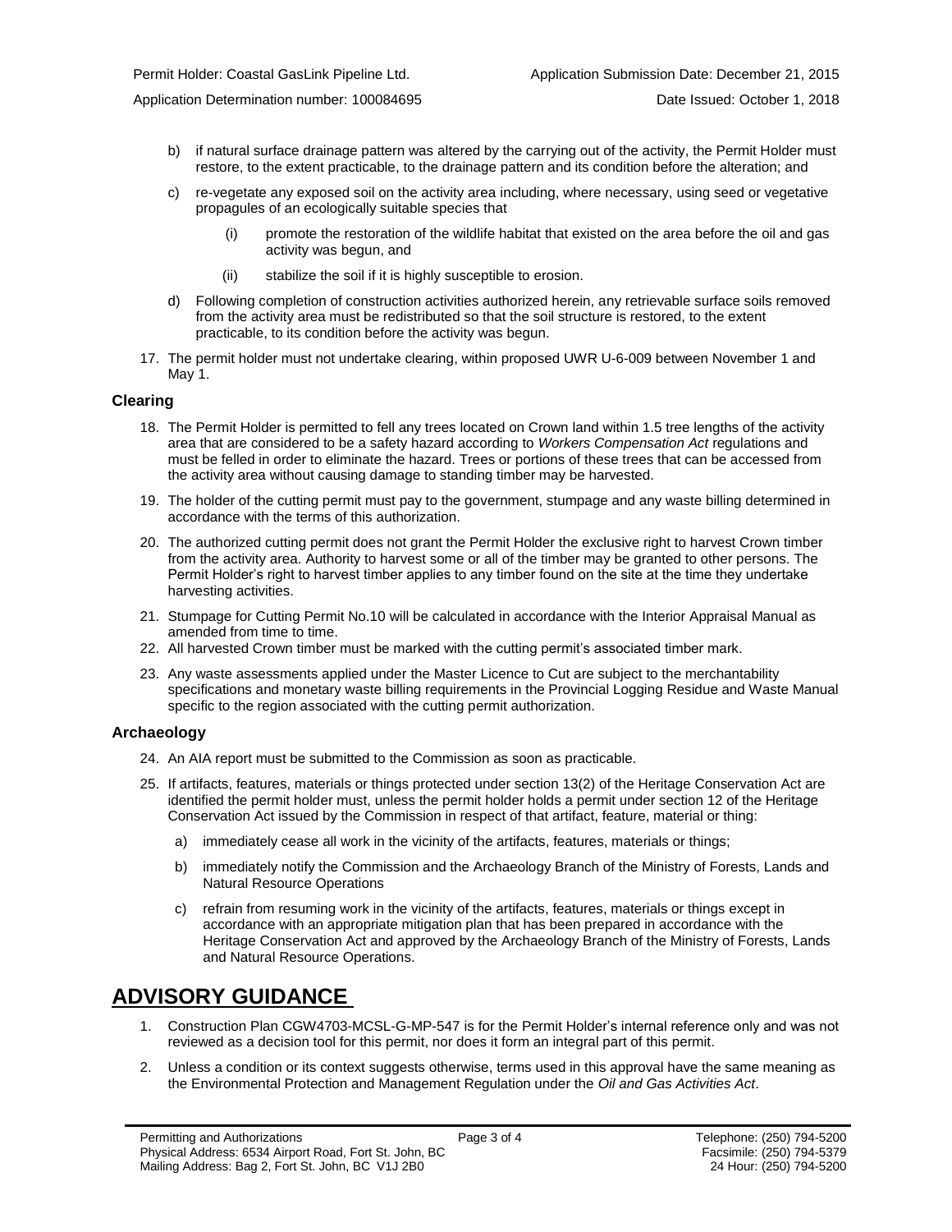b) if natural surface drainage pattern was altered by the carrying out of the activity, the Permit Holder must restore, to the extent practicable, to the drainage pattern and its condition before the alteration; and

c) re-vegetate any exposed soil on the activity area including, where necessary, using seed or vegetative propagules of an ecologically suitable species that

   (i) promote the restoration of the wildlife habitat that existed on the area before the oil and gas activity was begun, and

   (ii) stabilize the soil if it is highly susceptible to erosion.

d) Following completion of construction activities authorized herein, any retrievable surface soils removed from the activity area must be redistributed so that the soil structure is restored, to the extent practicable, to its condition before the activity was begun.

17. The permit holder must not undertake clearing, within proposed UWR U-6-009 between November 1 and May 1.

### Clearing

18. The Permit Holder is permitted to fell any trees located on Crown land within 1.5 tree lengths of the activity area that are considered to be a safety hazard according to *Workers Compensation Act* regulations and must be felled in order to eliminate the hazard. Trees or portions of these trees that can be accessed from the activity area without causing damage to standing timber may be harvested.

19. The holder of the cutting permit must pay to the government, stumpage and any waste billing determined in accordance with the terms of this authorization.

20. The authorized cutting permit does not grant the Permit Holder the exclusive right to harvest Crown timber from the activity area. Authority to harvest some or all of the timber may be granted to other persons. The Permit Holder's right to harvest timber applies to any timber found on the site at the time they undertake harvesting activities.

21. Stumpage for Cutting Permit No.10 will be calculated in accordance with the Interior Appraisal Manual as amended from time to time.

22. All harvested Crown timber must be marked with the cutting permit's associated timber mark.

23. Any waste assessments applied under the Master Licence to Cut are subject to the merchantability specifications and monetary waste billing requirements in the Provincial Logging Residue and Waste Manual specific to the region associated with the cutting permit authorization.

### Archaeology

24. An AIA report must be submitted to the Commission as soon as practicable.

25. If artifacts, features, materials or things protected under section 13(2) of the Heritage Conservation Act are identified the permit holder must, unless the permit holder holds a permit under section 12 of the Heritage Conservation Act issued by the Commission in respect of that artifact, feature, material or thing:

   a) immediately cease all work in the vicinity of the artifacts, features, materials or things;

   b) immediately notify the Commission and the Archaeology Branch of the Ministry of Forests, Lands and Natural Resource Operations

   c) refrain from resuming work in the vicinity of the artifacts, features, materials or things except in accordance with an appropriate mitigation plan that has been prepared in accordance with the Heritage Conservation Act and approved by the Archaeology Branch of the Ministry of Forests, Lands and Natural Resource Operations.

## ADVISORY GUIDANCE

1. Construction Plan CGW4703-MCSL-G-MP-547 is for the Permit Holder's internal reference only and was not reviewed as a decision tool for this permit, nor does it form an integral part of this permit.

2. Unless a condition or its context suggests otherwise, terms used in this approval have the same meaning as the Environmental Protection and Management Regulation under the *Oil and Gas Activities Act*.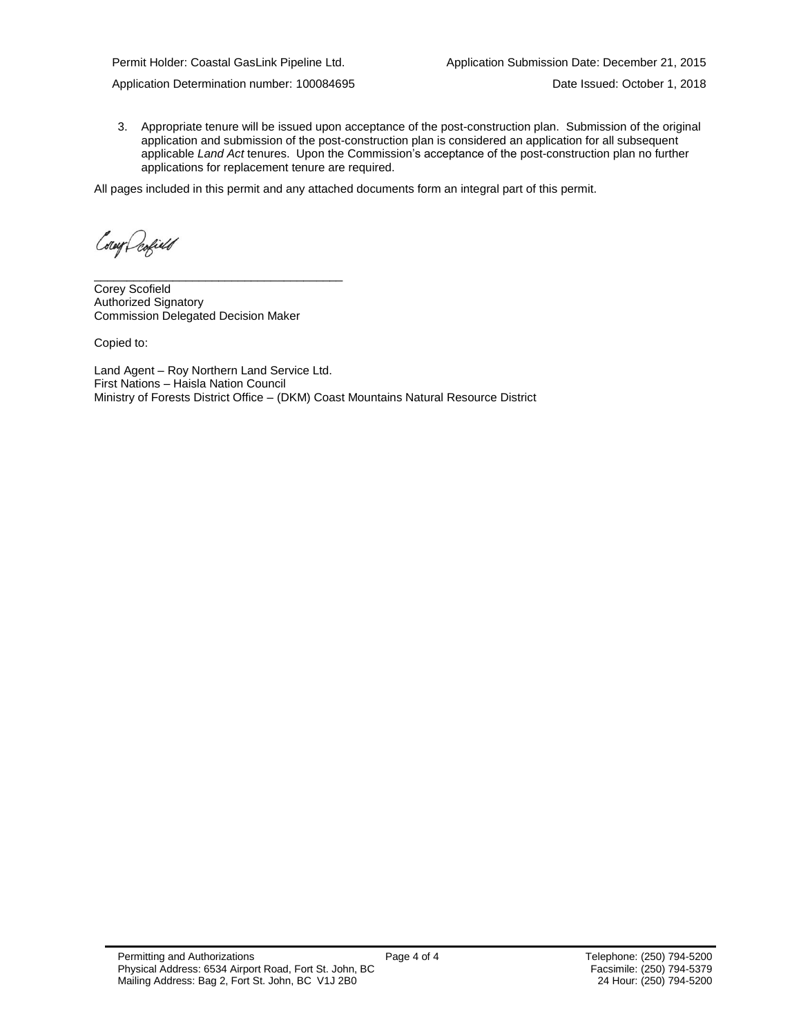3. Appropriate tenure will be issued upon acceptance of the post-construction plan. Submission of the original application and submission of the post-construction plan is considered an application for all subsequent applicable *Land Act* tenures. Upon the Commission's acceptance of the post-construction plan no further applications for replacement tenure are required.

All pages included in this permit and any attached documents form an integral part of this permit.

\_\_\_\_\_\_\_\_\_\_\_\_\_\_\_\_\_\_\_\_\_\_\_\_\_\_\_\_\_\_\_\_\_\_\_\_\_\_

Corey Scofield
Authorized Signatory
Commission Delegated Decision Maker

Copied to:

Land Agent – Roy Northern Land Service Ltd.
First Nations – Haisla Nation Council
Ministry of Forests District Office – (DKM) Coast Mountains Natural Resource District